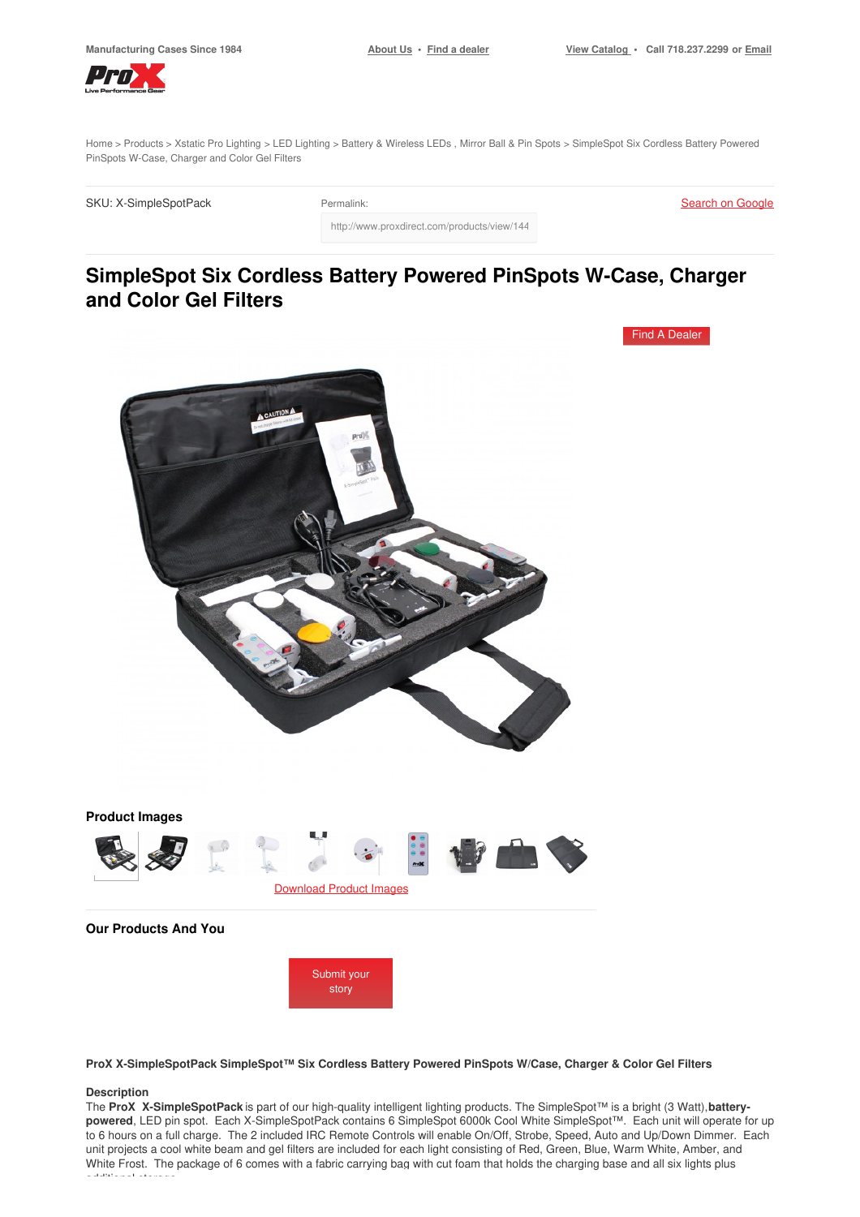Manufacturing Cases Since 1984

About Us • Find a dealer

View Catalog • Call 718.237.2299 or Email

Home > Products > Xstatic Pro Lighting > LED Lighting > Battery & Wireless LEDs , Mirror Ball & Pin Spots > SimpleSpot Six Cordless Battery Powered PinSpots W-Case, Charger and Color Gel Filters

SKU: X-SimpleSpotPack

Permalink:

http://www.proxdirect.com/products/view/144

Search on Google

# SimpleSpot Six Cordless Battery Powered PinSpots W-Case, Charger and Color Gel Filters

Find A Dealer

## Product Images

Download Product Images

## Our Products And You

Submit your story

**ProX X-SimpleSpotPack SimpleSpot™ Six Cordless Battery Powered PinSpots W/Case, Charger & Color Gel Filters**

**Description**

The **ProX X-SimpleSpotPack** is part of our high-quality intelligent lighting products. The SimpleSpot™ is a bright (3 Watt), **battery-powered**, LED pin spot. Each X-SimpleSpotPack contains 6 SimpleSpot 6000k Cool White SimpleSpot™. Each unit will operate for up to 6 hours on a full charge. The 2 included IRC Remote Controls will enable On/Off, Strobe, Speed, Auto and Up/Down Dimmer. Each unit projects a cool white beam and gel filters are included for each light consisting of Red, Green, Blue, Warm White, Amber, and White Frost. The package of 6 comes with a fabric carrying bag with cut foam that holds the charging base and all six lights plus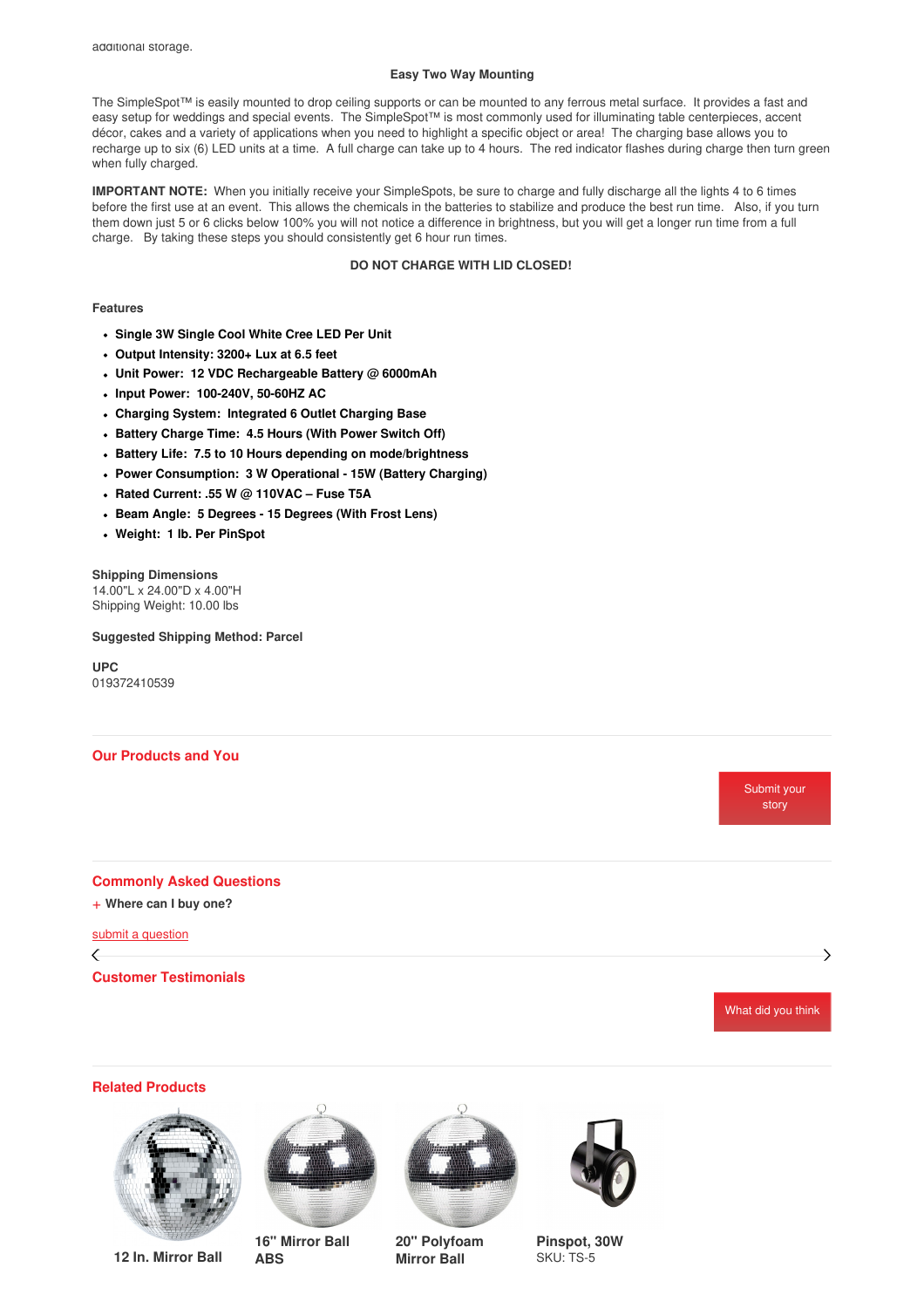additional storage.

**Easy Two Way Mounting**

The SimpleSpot™ is easily mounted to drop ceiling supports or can be mounted to any ferrous metal surface. It provides a fast and easy setup for weddings and special events. The SimpleSpot™ is most commonly used for illuminating table centerpieces, accent décor, cakes and a variety of applications when you need to highlight a specific object or area! The charging base allows you to recharge up to six (6) LED units at a time. A full charge can take up to 4 hours. The red indicator flashes during charge then turn green when fully charged.

**IMPORTANT NOTE:** When you initially receive your SimpleSpots, be sure to charge and fully discharge all the lights 4 to 6 times before the first use at an event. This allows the chemicals in the batteries to stabilize and produce the best run time. Also, if you turn them down just 5 or 6 clicks below 100% you will not notice a difference in brightness, but you will get a longer run time from a full charge. By taking these steps you should consistently get 6 hour run times.

**DO NOT CHARGE WITH LID CLOSED!**

**Features**

- **Single 3W Single Cool White Cree LED Per Unit**
- **Output Intensity: 3200+ Lux at 6.5 feet**
- **Unit Power: 12 VDC Rechargeable Battery @ 6000mAh**
- **Input Power: 100-240V, 50-60HZ AC**
- **Charging System: Integrated 6 Outlet Charging Base**
- **Battery Charge Time: 4.5 Hours (With Power Switch Off)**
- **Battery Life: 7.5 to 10 Hours depending on mode/brightness**
- **Power Consumption: 3 W Operational - 15W (Battery Charging)**
- **Rated Current: .55 W @ 110VAC – Fuse T5A**
- **Beam Angle: 5 Degrees - 15 Degrees (With Frost Lens)**
- **Weight: 1 lb. Per PinSpot**

**Shipping Dimensions**
14.00"L x 24.00"D x 4.00"H
Shipping Weight: 10.00 lbs

**Suggested Shipping Method: Parcel**

**UPC**
019372410539

## Our Products and You

Submit your story

## Commonly Asked Questions

+ **Where can I buy one?**

submit a question

## Customer Testimonials

What did you think

## Related Products

**12 In. Mirror Ball**

**16" Mirror Ball ABS**

**20" Polyfoam Mirror Ball**

**Pinspot, 30W**
SKU: TS-5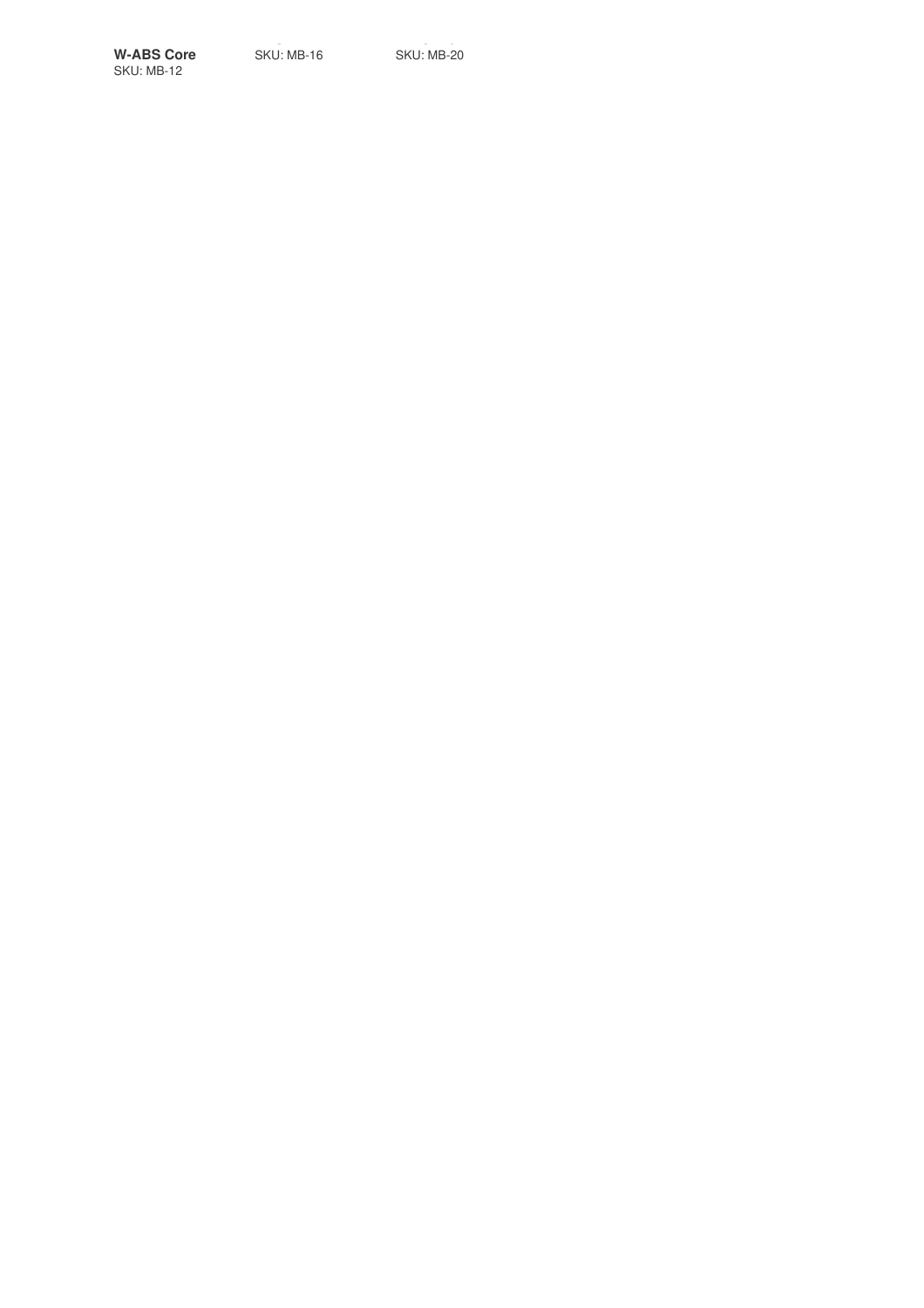**W-ABS Core**
SKU: MB-12

SKU: MB-16

SKU: MB-20